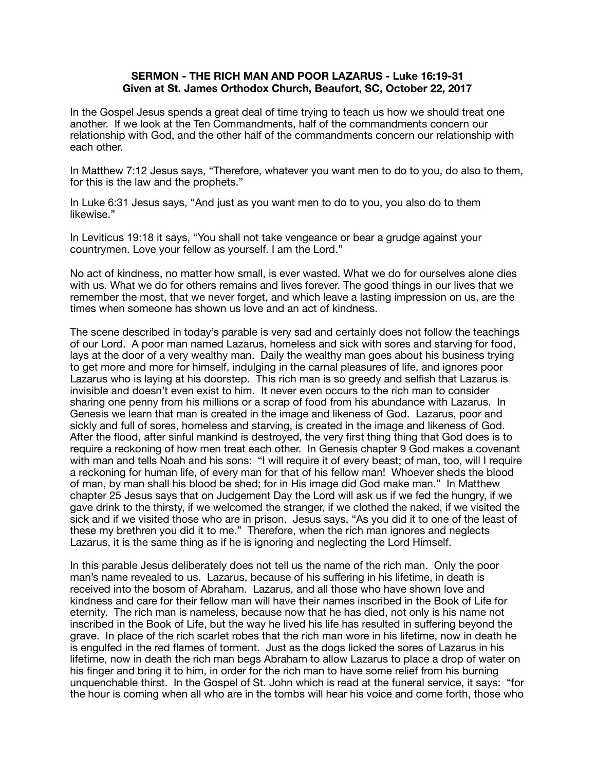**SERMON - THE RICH MAN AND POOR LAZARUS - Luke 16:19-31**
**Given at St. James Orthodox Church, Beaufort, SC, October 22, 2017**

In the Gospel Jesus spends a great deal of time trying to teach us how we should treat one another. If we look at the Ten Commandments, half of the commandments concern our relationship with God, and the other half of the commandments concern our relationship with each other.

In Matthew 7:12 Jesus says, "Therefore, whatever you want men to do to you, do also to them, for this is the law and the prophets."

In Luke 6:31 Jesus says, "And just as you want men to do to you, you also do to them likewise."

In Leviticus 19:18 it says, "You shall not take vengeance or bear a grudge against your countrymen. Love your fellow as yourself. I am the Lord."

No act of kindness, no matter how small, is ever wasted. What we do for ourselves alone dies with us. What we do for others remains and lives forever. The good things in our lives that we remember the most, that we never forget, and which leave a lasting impression on us, are the times when someone has shown us love and an act of kindness.

The scene described in today's parable is very sad and certainly does not follow the teachings of our Lord. A poor man named Lazarus, homeless and sick with sores and starving for food, lays at the door of a very wealthy man. Daily the wealthy man goes about his business trying to get more and more for himself, indulging in the carnal pleasures of life, and ignores poor Lazarus who is laying at his doorstep. This rich man is so greedy and selfish that Lazarus is invisible and doesn't even exist to him. It never even occurs to the rich man to consider sharing one penny from his millions or a scrap of food from his abundance with Lazarus. In Genesis we learn that man is created in the image and likeness of God. Lazarus, poor and sickly and full of sores, homeless and starving, is created in the image and likeness of God. After the flood, after sinful mankind is destroyed, the very first thing thing that God does is to require a reckoning of how men treat each other. In Genesis chapter 9 God makes a covenant with man and tells Noah and his sons: "I will require it of every beast; of man, too, will I require a reckoning for human life, of every man for that of his fellow man! Whoever sheds the blood of man, by man shall his blood be shed; for in His image did God make man." In Matthew chapter 25 Jesus says that on Judgement Day the Lord will ask us if we fed the hungry, if we gave drink to the thirsty, if we welcomed the stranger, if we clothed the naked, if we visited the sick and if we visited those who are in prison. Jesus says, "As you did it to one of the least of these my brethren you did it to me." Therefore, when the rich man ignores and neglects Lazarus, it is the same thing as if he is ignoring and neglecting the Lord Himself.

In this parable Jesus deliberately does not tell us the name of the rich man. Only the poor man's name revealed to us. Lazarus, because of his suffering in his lifetime, in death is received into the bosom of Abraham. Lazarus, and all those who have shown love and kindness and care for their fellow man will have their names inscribed in the Book of Life for eternity. The rich man is nameless, because now that he has died, not only is his name not inscribed in the Book of Life, but the way he lived his life has resulted in suffering beyond the grave. In place of the rich scarlet robes that the rich man wore in his lifetime, now in death he is engulfed in the red flames of torment. Just as the dogs licked the sores of Lazarus in his lifetime, now in death the rich man begs Abraham to allow Lazarus to place a drop of water on his finger and bring it to him, in order for the rich man to have some relief from his burning unquenchable thirst. In the Gospel of St. John which is read at the funeral service, it says: "for the hour is coming when all who are in the tombs will hear his voice and come forth, those who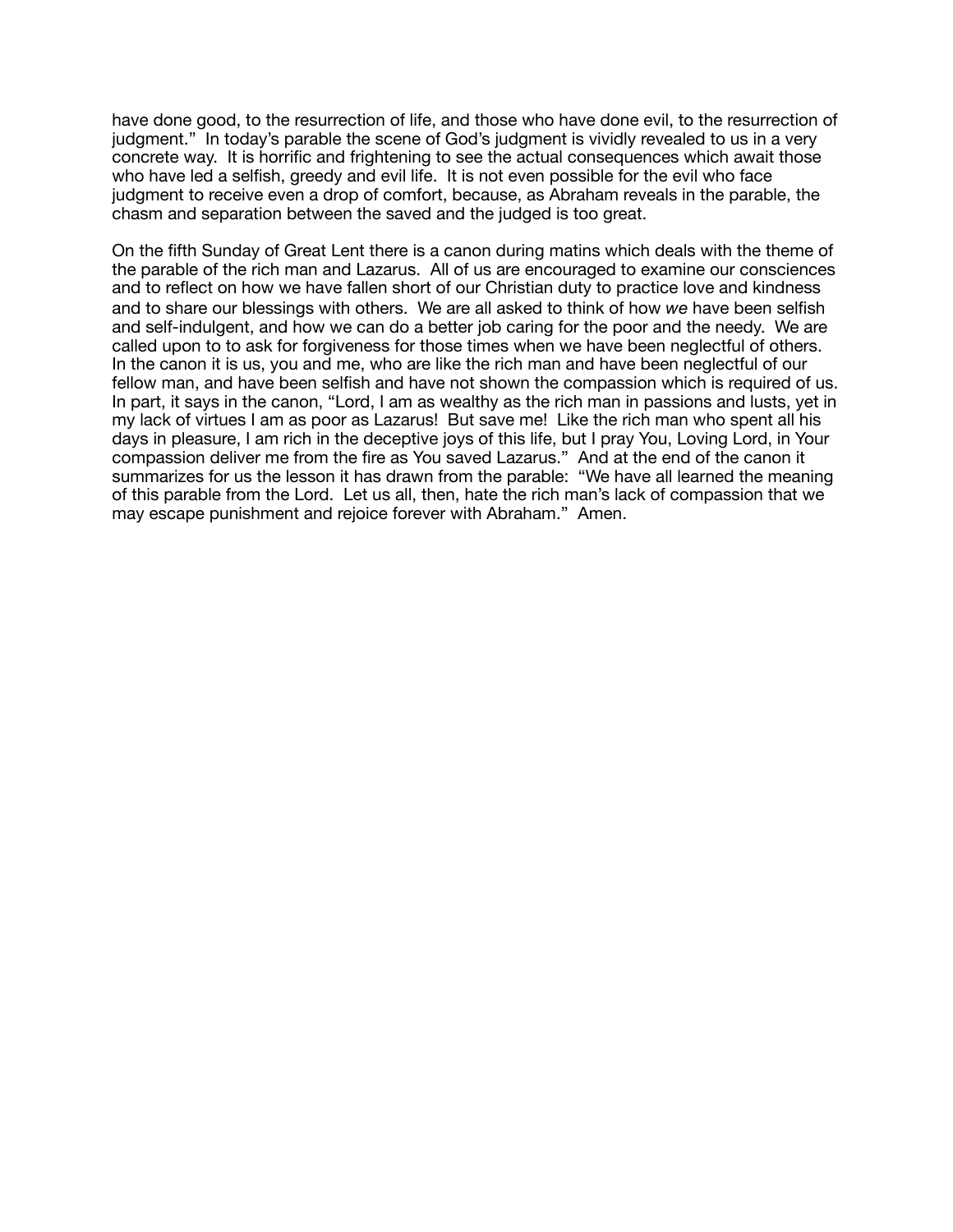have done good, to the resurrection of life, and those who have done evil, to the resurrection of judgment." In today's parable the scene of God's judgment is vividly revealed to us in a very concrete way. It is horrific and frightening to see the actual consequences which await those who have led a selfish, greedy and evil life. It is not even possible for the evil who face judgment to receive even a drop of comfort, because, as Abraham reveals in the parable, the chasm and separation between the saved and the judged is too great.

On the fifth Sunday of Great Lent there is a canon during matins which deals with the theme of the parable of the rich man and Lazarus. All of us are encouraged to examine our consciences and to reflect on how we have fallen short of our Christian duty to practice love and kindness and to share our blessings with others. We are all asked to think of how *we* have been selfish and self-indulgent, and how we can do a better job caring for the poor and the needy. We are called upon to to ask for forgiveness for those times when we have been neglectful of others. In the canon it is us, you and me, who are like the rich man and have been neglectful of our fellow man, and have been selfish and have not shown the compassion which is required of us. In part, it says in the canon, "Lord, I am as wealthy as the rich man in passions and lusts, yet in my lack of virtues I am as poor as Lazarus! But save me! Like the rich man who spent all his days in pleasure, I am rich in the deceptive joys of this life, but I pray You, Loving Lord, in Your compassion deliver me from the fire as You saved Lazarus." And at the end of the canon it summarizes for us the lesson it has drawn from the parable: "We have all learned the meaning of this parable from the Lord. Let us all, then, hate the rich man's lack of compassion that we may escape punishment and rejoice forever with Abraham." Amen.